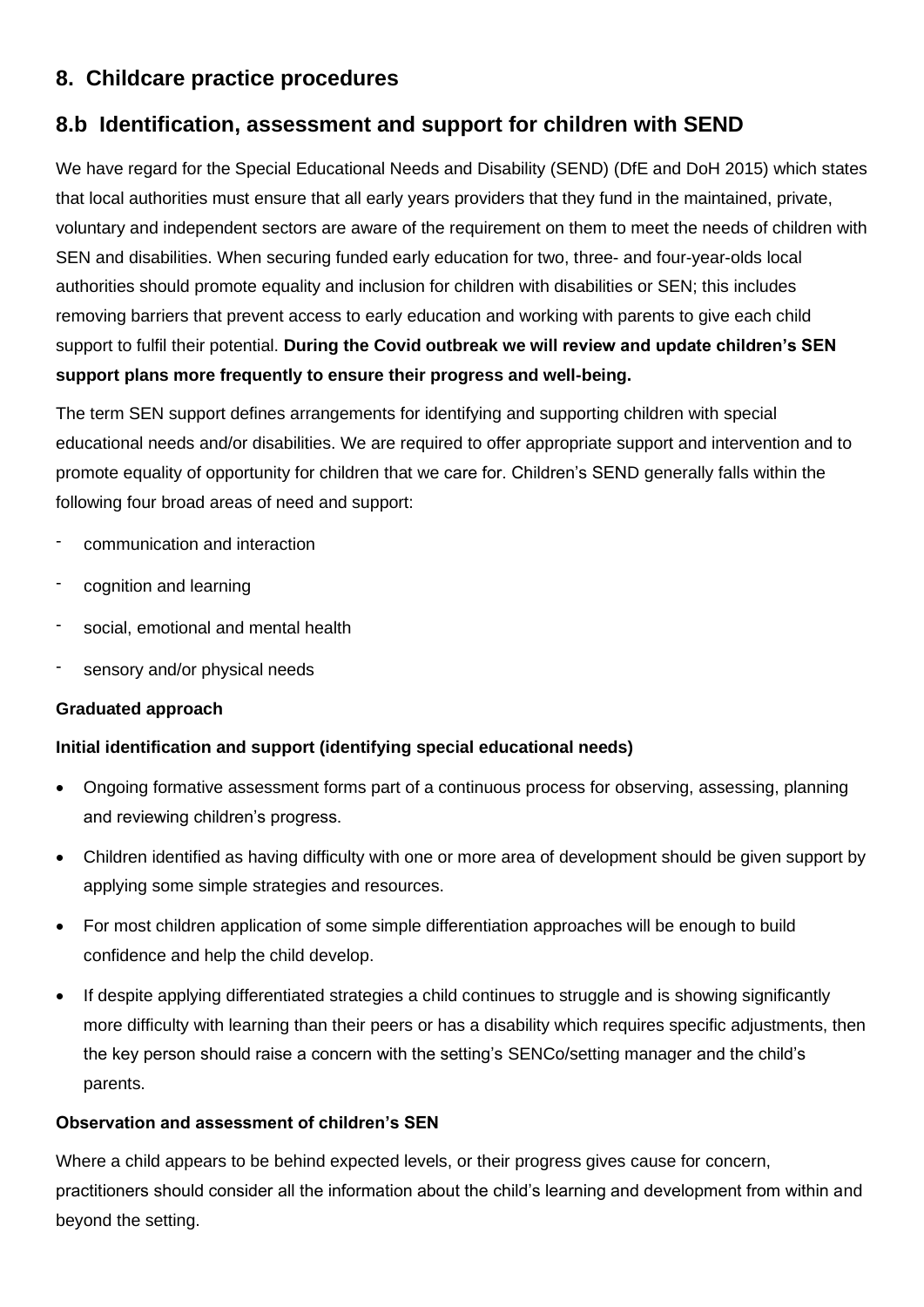## 8. Childcare practice procedures

## 8.b Identification, assessment and support for children with SEND

We have regard for the Special Educational Needs and Disability (SEND) (DfE and DoH 2015) which states that local authorities must ensure that all early years providers that they fund in the maintained, private, voluntary and independent sectors are aware of the requirement on them to meet the needs of children with SEN and disabilities. When securing funded early education for two, three- and four-year-olds local authorities should promote equality and inclusion for children with disabilities or SEN; this includes removing barriers that prevent access to early education and working with parents to give each child support to fulfil their potential. **During the Covid outbreak we will review and update children's SEN support plans more frequently to ensure their progress and well-being.**

The term SEN support defines arrangements for identifying and supporting children with special educational needs and/or disabilities. We are required to offer appropriate support and intervention and to promote equality of opportunity for children that we care for. Children's SEND generally falls within the following four broad areas of need and support:

- communication and interaction
- cognition and learning
- social, emotional and mental health
- sensory and/or physical needs

**Graduated approach**

**Initial identification and support (identifying special educational needs)**

- Ongoing formative assessment forms part of a continuous process for observing, assessing, planning and reviewing children's progress.
- Children identified as having difficulty with one or more area of development should be given support by applying some simple strategies and resources.
- For most children application of some simple differentiation approaches will be enough to build confidence and help the child develop.
- If despite applying differentiated strategies a child continues to struggle and is showing significantly more difficulty with learning than their peers or has a disability which requires specific adjustments, then the key person should raise a concern with the setting's SENCo/setting manager and the child's parents.

**Observation and assessment of children's SEN**

Where a child appears to be behind expected levels, or their progress gives cause for concern, practitioners should consider all the information about the child's learning and development from within and beyond the setting.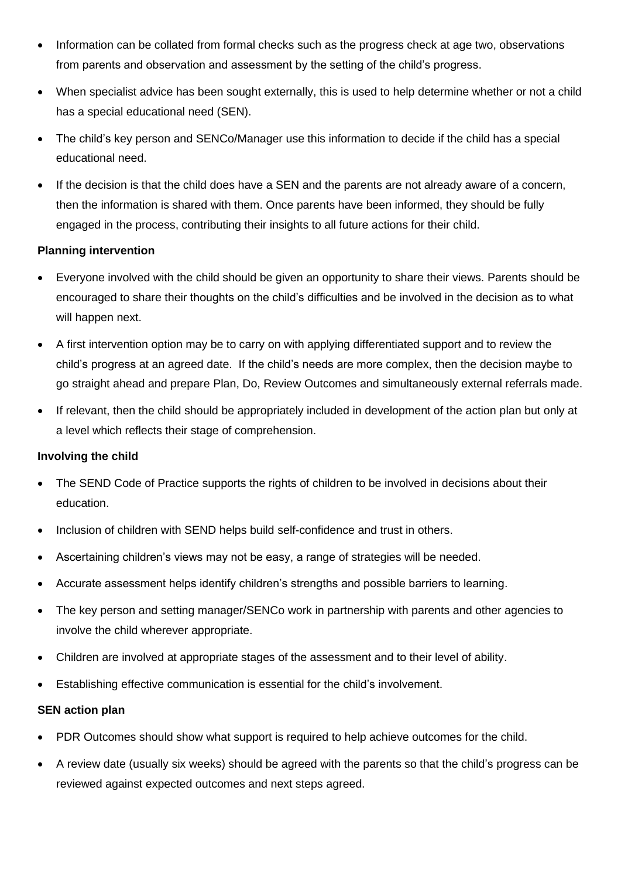- Information can be collated from formal checks such as the progress check at age two, observations from parents and observation and assessment by the setting of the child's progress.
- When specialist advice has been sought externally, this is used to help determine whether or not a child has a special educational need (SEN).
- The child's key person and SENCo/Manager use this information to decide if the child has a special educational need.
- If the decision is that the child does have a SEN and the parents are not already aware of a concern, then the information is shared with them. Once parents have been informed, they should be fully engaged in the process, contributing their insights to all future actions for their child.

**Planning intervention**

- Everyone involved with the child should be given an opportunity to share their views. Parents should be encouraged to share their thoughts on the child's difficulties and be involved in the decision as to what will happen next.
- A first intervention option may be to carry on with applying differentiated support and to review the child's progress at an agreed date. If the child's needs are more complex, then the decision maybe to go straight ahead and prepare Plan, Do, Review Outcomes and simultaneously external referrals made.
- If relevant, then the child should be appropriately included in development of the action plan but only at a level which reflects their stage of comprehension.

**Involving the child**

- The SEND Code of Practice supports the rights of children to be involved in decisions about their education.
- Inclusion of children with SEND helps build self-confidence and trust in others.
- Ascertaining children's views may not be easy, a range of strategies will be needed.
- Accurate assessment helps identify children's strengths and possible barriers to learning.
- The key person and setting manager/SENCo work in partnership with parents and other agencies to involve the child wherever appropriate.
- Children are involved at appropriate stages of the assessment and to their level of ability.
- Establishing effective communication is essential for the child's involvement.

**SEN action plan**

- PDR Outcomes should show what support is required to help achieve outcomes for the child.
- A review date (usually six weeks) should be agreed with the parents so that the child's progress can be reviewed against expected outcomes and next steps agreed.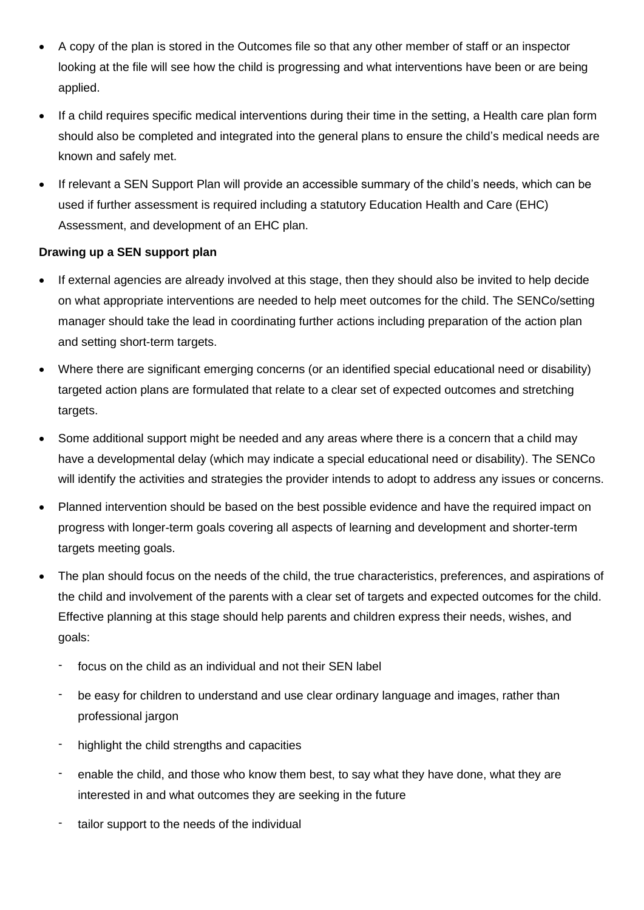- A copy of the plan is stored in the Outcomes file so that any other member of staff or an inspector looking at the file will see how the child is progressing and what interventions have been or are being applied.
- If a child requires specific medical interventions during their time in the setting, a Health care plan form should also be completed and integrated into the general plans to ensure the child's medical needs are known and safely met.
- If relevant a SEN Support Plan will provide an accessible summary of the child's needs, which can be used if further assessment is required including a statutory Education Health and Care (EHC) Assessment, and development of an EHC plan.

**Drawing up a SEN support plan**

- If external agencies are already involved at this stage, then they should also be invited to help decide on what appropriate interventions are needed to help meet outcomes for the child. The SENCo/setting manager should take the lead in coordinating further actions including preparation of the action plan and setting short-term targets.
- Where there are significant emerging concerns (or an identified special educational need or disability) targeted action plans are formulated that relate to a clear set of expected outcomes and stretching targets.
- Some additional support might be needed and any areas where there is a concern that a child may have a developmental delay (which may indicate a special educational need or disability). The SENCo will identify the activities and strategies the provider intends to adopt to address any issues or concerns.
- Planned intervention should be based on the best possible evidence and have the required impact on progress with longer-term goals covering all aspects of learning and development and shorter-term targets meeting goals.
- The plan should focus on the needs of the child, the true characteristics, preferences, and aspirations of the child and involvement of the parents with a clear set of targets and expected outcomes for the child. Effective planning at this stage should help parents and children express their needs, wishes, and goals:
  - focus on the child as an individual and not their SEN label
  - be easy for children to understand and use clear ordinary language and images, rather than professional jargon
  - highlight the child strengths and capacities
  - enable the child, and those who know them best, to say what they have done, what they are interested in and what outcomes they are seeking in the future
  - tailor support to the needs of the individual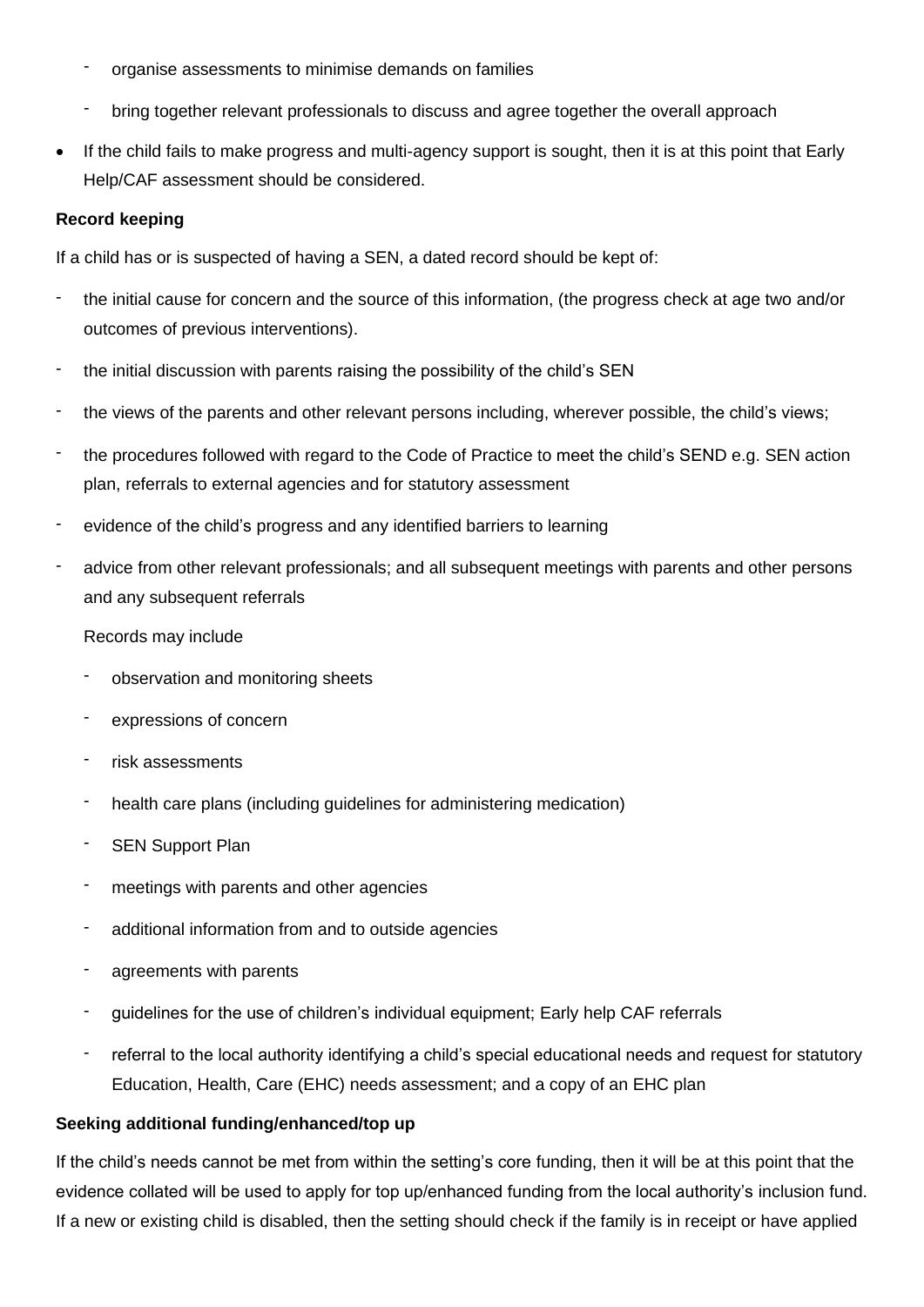- organise assessments to minimise demands on families
  - bring together relevant professionals to discuss and agree together the overall approach

- If the child fails to make progress and multi-agency support is sought, then it is at this point that Early Help/CAF assessment should be considered.

**Record keeping**

If a child has or is suspected of having a SEN, a dated record should be kept of:

- the initial cause for concern and the source of this information, (the progress check at age two and/or outcomes of previous interventions).
- the initial discussion with parents raising the possibility of the child's SEN
- the views of the parents and other relevant persons including, wherever possible, the child's views;
- the procedures followed with regard to the Code of Practice to meet the child's SEND e.g. SEN action plan, referrals to external agencies and for statutory assessment
- evidence of the child's progress and any identified barriers to learning
- advice from other relevant professionals; and all subsequent meetings with parents and other persons and any subsequent referrals

  Records may include

  - observation and monitoring sheets
  - expressions of concern
  - risk assessments
  - health care plans (including guidelines for administering medication)
  - SEN Support Plan
  - meetings with parents and other agencies
  - additional information from and to outside agencies
  - agreements with parents
  - guidelines for the use of children's individual equipment; Early help CAF referrals
  - referral to the local authority identifying a child's special educational needs and request for statutory Education, Health, Care (EHC) needs assessment; and a copy of an EHC plan

**Seeking additional funding/enhanced/top up**

If the child's needs cannot be met from within the setting's core funding, then it will be at this point that the evidence collated will be used to apply for top up/enhanced funding from the local authority's inclusion fund. If a new or existing child is disabled, then the setting should check if the family is in receipt or have applied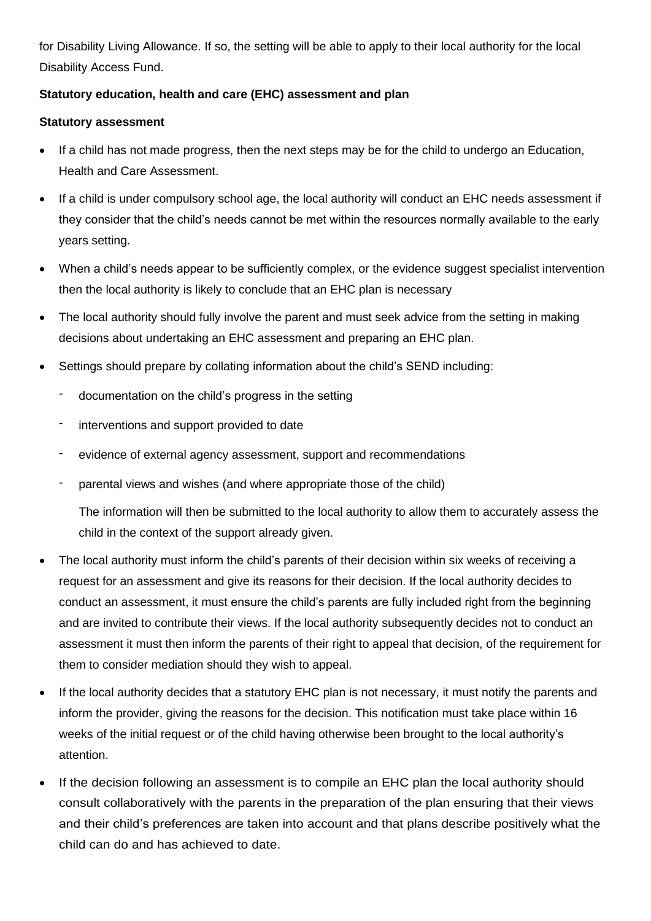for Disability Living Allowance. If so, the setting will be able to apply to their local authority for the local Disability Access Fund.

**Statutory education, health and care (EHC) assessment and plan**

**Statutory assessment**

- If a child has not made progress, then the next steps may be for the child to undergo an Education, Health and Care Assessment.
- If a child is under compulsory school age, the local authority will conduct an EHC needs assessment if they consider that the child's needs cannot be met within the resources normally available to the early years setting.
- When a child's needs appear to be sufficiently complex, or the evidence suggest specialist intervention then the local authority is likely to conclude that an EHC plan is necessary
- The local authority should fully involve the parent and must seek advice from the setting in making decisions about undertaking an EHC assessment and preparing an EHC plan.
- Settings should prepare by collating information about the child's SEND including:
  - documentation on the child's progress in the setting
  - interventions and support provided to date
  - evidence of external agency assessment, support and recommendations
  - parental views and wishes (and where appropriate those of the child)

  The information will then be submitted to the local authority to allow them to accurately assess the child in the context of the support already given.
- The local authority must inform the child's parents of their decision within six weeks of receiving a request for an assessment and give its reasons for their decision. If the local authority decides to conduct an assessment, it must ensure the child's parents are fully included right from the beginning and are invited to contribute their views. If the local authority subsequently decides not to conduct an assessment it must then inform the parents of their right to appeal that decision, of the requirement for them to consider mediation should they wish to appeal.
- If the local authority decides that a statutory EHC plan is not necessary, it must notify the parents and inform the provider, giving the reasons for the decision. This notification must take place within 16 weeks of the initial request or of the child having otherwise been brought to the local authority's attention.
- If the decision following an assessment is to compile an EHC plan the local authority should consult collaboratively with the parents in the preparation of the plan ensuring that their views and their child's preferences are taken into account and that plans describe positively what the child can do and has achieved to date.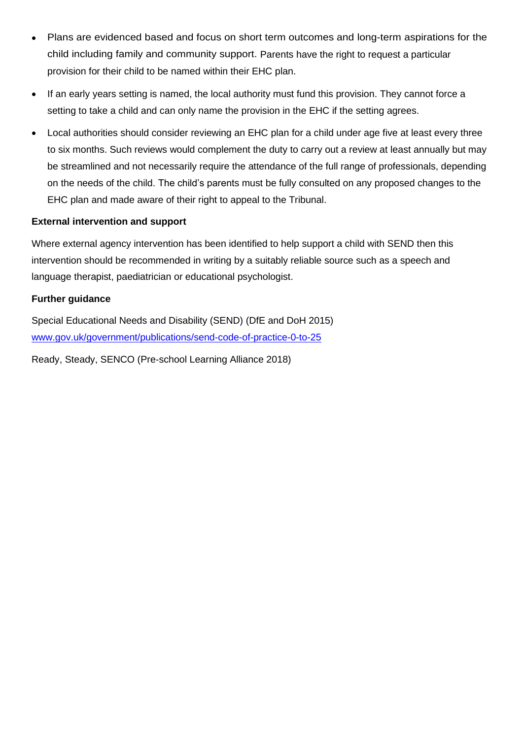- Plans are evidenced based and focus on short term outcomes and long-term aspirations for the child including family and community support. Parents have the right to request a particular provision for their child to be named within their EHC plan.
- If an early years setting is named, the local authority must fund this provision. They cannot force a setting to take a child and can only name the provision in the EHC if the setting agrees.
- Local authorities should consider reviewing an EHC plan for a child under age five at least every three to six months. Such reviews would complement the duty to carry out a review at least annually but may be streamlined and not necessarily require the attendance of the full range of professionals, depending on the needs of the child. The child's parents must be fully consulted on any proposed changes to the EHC plan and made aware of their right to appeal to the Tribunal.

**External intervention and support**

Where external agency intervention has been identified to help support a child with SEND then this intervention should be recommended in writing by a suitably reliable source such as a speech and language therapist, paediatrician or educational psychologist.

**Further guidance**

Special Educational Needs and Disability (SEND) (DfE and DoH 2015)
[www.gov.uk/government/publications/send-code-of-practice-0-to-25](www.gov.uk/government/publications/send-code-of-practice-0-to-25)

Ready, Steady, SENCO (Pre-school Learning Alliance 2018)